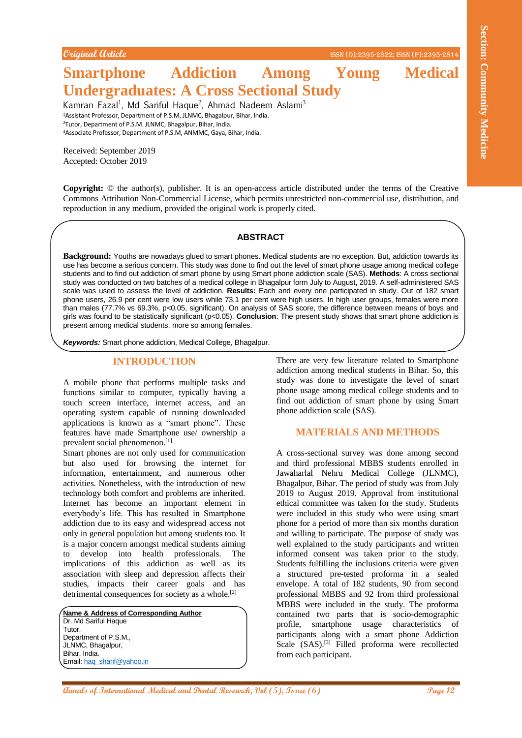Original Article

# Smartphone Addiction Among Young Medical Undergraduates: A Cross Sectional Study

Kamran Fazal[1], Md Sariful Haque[2], Ahmad Nadeem Aslami[3]

[1]Assistant Professor, Department of P.S.M, JLNMC, Bhagalpur, Bihar, India.
[2]Tutor, Department of P.S.M. JLNMC, Bhagalpur, Bihar, India.
[3]Associate Professor, Department of P.S.M, ANMMC, Gaya, Bihar, India.

Received: September 2019
Accepted: October 2019

**Copyright:** © the author(s), publisher. It is an open-access article distributed under the terms of the Creative Commons Attribution Non-Commercial License, which permits unrestricted non-commercial use, distribution, and reproduction in any medium, provided the original work is properly cited.

## ABSTRACT

**Background:** Youths are nowadays glued to smart phones. Medical students are no exception. But, addiction towards its use has become a serious concern. This study was done to find out the level of smart phone usage among medical college students and to find out addiction of smart phone by using Smart phone addiction scale (SAS). **Methods**: A cross sectional study was conducted on two batches of a medical college in Bhagalpur form July to August, 2019. A self-administered SAS scale was used to assess the level of addiction. **Results:** Each and every one participated in study. Out of 182 smart phone users, 26.9 per cent were low users while 73.1 per cent were high users. In high user groups, females were more than males (77.7% vs 69.3%, $p<0.05$, significant). On analysis of SAS score, the difference between means of boys and girls was found to be statistically significant ($p<0.05$). **Conclusion**: The present study shows that smart phone addiction is present among medical students, more so among females.

***Keywords:*** Smart phone addiction, Medical College, Bhagalpur.

## INTRODUCTION

A mobile phone that performs multiple tasks and functions similar to computer, typically having a touch screen interface, internet access, and an operating system capable of running downloaded applications is known as a "smart phone". These features have made Smartphone use/ ownership a prevalent social phenomenon.[1]

Smart phones are not only used for communication but also used for browsing the internet for information, entertainment, and numerous other activities. Nonetheless, with the introduction of new technology both comfort and problems are inherited. Internet has become an important element in everybody's life. This has resulted in Smartphone addiction due to its easy and widespread access not only in general population but among students too. It is a major concern amongst medical students aiming to develop into health professionals. The implications of this addiction as well as its association with sleep and depression affects their studies, impacts their career goals and has detrimental consequences for society as a whole.[2]

**Name & Address of Corresponding Author**
Dr. Md Sariful Haque
Tutor,
Department of P.S.M.,
JLNMC, Bhagalpur,
Bihar, India.
Email: haq_sharif@yahoo.in

There are very few literature related to Smartphone addiction among medical students in Bihar. So, this study was done to investigate the level of smart phone usage among medical college students and to find out addiction of smart phone by using Smart phone addiction scale (SAS).

## MATERIALS AND METHODS

A cross-sectional survey was done among second and third professional MBBS students enrolled in Jawaharlal Nehru Medical College (JLNMC), Bhagalpur, Bihar. The period of study was from July 2019 to August 2019. Approval from institutional ethical committee was taken for the study. Students were included in this study who were using smart phone for a period of more than six months duration and willing to participate. The purpose of study was well explained to the study participants and written informed consent was taken prior to the study. Students fulfilling the inclusions criteria were given a structured pre-tested proforma in a sealed envelope. A total of 182 students, 90 from second professional MBBS and 92 from third professional MBBS were included in the study. The proforma contained two parts that is socio-demographic profile, smartphone usage characteristics of participants along with a smart phone Addiction Scale (SAS).[3] Filled proforma were recollected from each participant.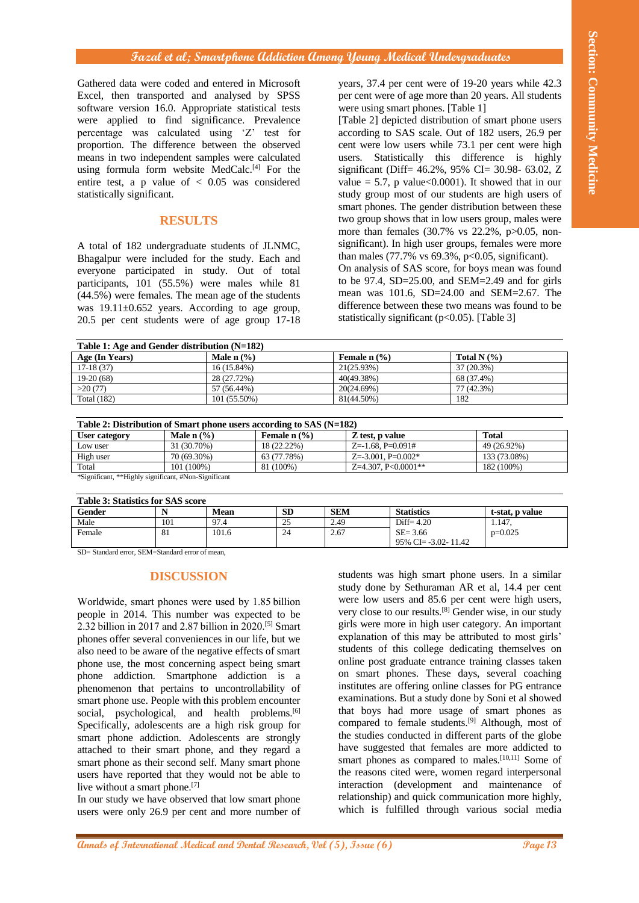Gathered data were coded and entered in Microsoft Excel, then transported and analysed by SPSS software version 16.0. Appropriate statistical tests were applied to find significance. Prevalence percentage was calculated using 'Z' test for proportion. The difference between the observed means in two independent samples were calculated using formula form website MedCalc.[4] For the entire test, a p value of < 0.05 was considered statistically significant.

## RESULTS

A total of 182 undergraduate students of JLNMC, Bhagalpur were included for the study. Each and everyone participated in study. Out of total participants, 101 (55.5%) were males while 81 (44.5%) were females. The mean age of the students was 19.11±0.652 years. According to age group, 20.5 per cent students were of age group 17-18 years, 37.4 per cent were of 19-20 years while 42.3 per cent were of age more than 20 years. All students were using smart phones. [Table 1]

[Table 2] depicted distribution of smart phone users according to SAS scale. Out of 182 users, 26.9 per cent were low users while 73.1 per cent were high users. Statistically this difference is highly significant (Diff= 46.2%, 95% CI= 30.98- 63.02, Z value = 5.7, p value<0.0001). It showed that in our study group most of our students are high users of smart phones. The gender distribution between these two group shows that in low users group, males were more than females (30.7% vs 22.2%, p>0.05, non-significant). In high user groups, females were more than males (77.7% vs 69.3%, p<0.05, significant).

On analysis of SAS score, for boys mean was found to be 97.4, SD=25.00, and SEM=2.49 and for girls mean was 101.6, SD=24.00 and SEM=2.67. The difference between these two means was found to be statistically significant (p<0.05). [Table 3]

**Table 1: Age and Gender distribution (N=182)**

| Age (In Years) | Male n (%) | Female n (%) | Total N (%) |
|---|---|---|---|
| 17-18 (37) | 16 (15.84%) | 21(25.93%) | 37 (20.3%) |
| 19-20 (68) | 28 (27.72%) | 40(49.38%) | 68 (37.4%) |
| >20 (77) | 57 (56.44%) | 20(24.69%) | 77 (42.3%) |
| Total (182) | 101 (55.50%) | 81(44.50%) | 182 |

**Table 2: Distribution of Smart phone users according to SAS (N=182)**

| User category | Male n (%) | Female n (%) | Z test, p value | Total |
|---|---|---|---|---|
| Low user | 31 (30.70%) | 18 (22.22%) | Z=-1.68, P=0.091# | 49 (26.92%) |
| High user | 70 (69.30%) | 63 (77.78%) | Z=-3.001, P=0.002* | 133 (73.08%) |
| Total | 101 (100%) | 81 (100%) | Z=4.307, P<0.0001** | 182 (100%) |

*Significant, **Highly significant, #Non-Significant

**Table 3: Statistics for SAS score**

| Gender | N | Mean | SD | SEM | Statistics | t-stat, p value |
|---|---|---|---|---|---|---|
| Male | 101 | 97.4 | 25 | 2.49 | Diff= 4.20 | 1.147, |
| Female | 81 | 101.6 | 24 | 2.67 | SE= 3.66<br>95% CI= -3.02- 11.42 | p=0.025 |

SD= Standard error, SEM=Standard error of mean,

## DISCUSSION

Worldwide, smart phones were used by 1.85 billion people in 2014. This number was expected to be 2.32 billion in 2017 and 2.87 billion in 2020.[5] Smart phones offer several conveniences in our life, but we also need to be aware of the negative effects of smart phone use, the most concerning aspect being smart phone addiction. Smartphone addiction is a phenomenon that pertains to uncontrollability of smart phone use. People with this problem encounter social, psychological, and health problems.[6] Specifically, adolescents are a high risk group for smart phone addiction. Adolescents are strongly attached to their smart phone, and they regard a smart phone as their second self. Many smart phone users have reported that they would not be able to live without a smart phone.[7]

In our study we have observed that low smart phone users were only 26.9 per cent and more number of students was high smart phone users. In a similar study done by Sethuraman AR et al, 14.4 per cent were low users and 85.6 per cent were high users, very close to our results.[8] Gender wise, in our study girls were more in high user category. An important explanation of this may be attributed to most girls' students of this college dedicating themselves on online post graduate entrance training classes taken on smart phones. These days, several coaching institutes are offering online classes for PG entrance examinations. But a study done by Soni et al showed that boys had more usage of smart phones as compared to female students.[9] Although, most of the studies conducted in different parts of the globe have suggested that females are more addicted to smart phones as compared to males.[10,11] Some of the reasons cited were, women regard interpersonal interaction (development and maintenance of relationship) and quick communication more highly, which is fulfilled through various social media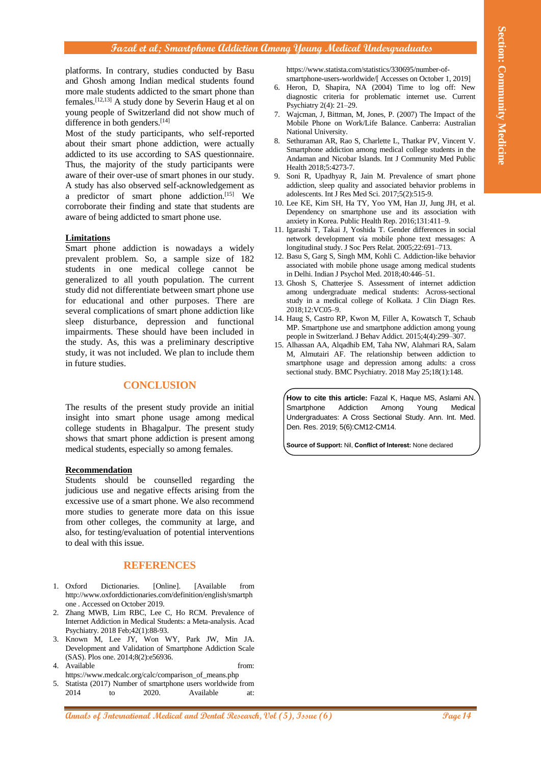platforms. In contrary, studies conducted by Basu and Ghosh among Indian medical students found more male students addicted to the smart phone than females.[12,13] A study done by Severin Haug et al on young people of Switzerland did not show much of difference in both genders.[14]

Most of the study participants, who self-reported about their smart phone addiction, were actually addicted to its use according to SAS questionnaire. Thus, the majority of the study participants were aware of their over-use of smart phones in our study. A study has also observed self-acknowledgement as a predictor of smart phone addiction.[15] We corroborate their finding and state that students are aware of being addicted to smart phone use.

**Limitations**

Smart phone addiction is nowadays a widely prevalent problem. So, a sample size of 182 students in one medical college cannot be generalized to all youth population. The current study did not differentiate between smart phone use for educational and other purposes. There are several complications of smart phone addiction like sleep disturbance, depression and functional impairments. These should have been included in the study. As, this was a preliminary descriptive study, it was not included. We plan to include them in future studies.

## CONCLUSION

The results of the present study provide an initial insight into smart phone usage among medical college students in Bhagalpur. The present study shows that smart phone addiction is present among medical students, especially so among females.

**Recommendation**

Students should be counselled regarding the judicious use and negative effects arising from the excessive use of a smart phone. We also recommend more studies to generate more data on this issue from other colleges, the community at large, and also, for testing/evaluation of potential interventions to deal with this issue.

## REFERENCES

1. Oxford Dictionaries. [Online]. [Available from http://www.oxforddictionaries.com/definition/english/smartphone . Accessed on October 2019.
2. Zhang MWB, Lim RBC, Lee C, Ho RCM. Prevalence of Internet Addiction in Medical Students: a Meta-analysis. Acad Psychiatry. 2018 Feb;42(1):88-93.
3. Known M, Lee JY, Won WY, Park JW, Min JA. Development and Validation of Smartphone Addiction Scale (SAS). Plos one. 2014;8(2):e56936.
4. Available from: https://www.medcalc.org/calc/comparison_of_means.php
5. Statista (2017) Number of smartphone users worldwide from 2014 to 2020. Available at: https://www.statista.com/statistics/330695/number-of-smartphone-users-worldwide/[ Accesses on October 1, 2019]
6. Heron, D, Shapira, NA (2004) Time to log off: New diagnostic criteria for problematic internet use. Current Psychiatry 2(4): 21–29.
7. Wajcman, J, Bittman, M, Jones, P. (2007) The Impact of the Mobile Phone on Work/Life Balance. Canberra: Australian National University.
8. Sethuraman AR, Rao S, Charlette L, Thatkar PV, Vincent V. Smartphone addiction among medical college students in the Andaman and Nicobar Islands. Int J Community Med Public Health 2018;5:4273-7.
9. Soni R, Upadhyay R, Jain M. Prevalence of smart phone addiction, sleep quality and associated behavior problems in adolescents. Int J Res Med Sci. 2017;5(2):515-9.
10. Lee KE, Kim SH, Ha TY, Yoo YM, Han JJ, Jung JH, et al. Dependency on smartphone use and its association with anxiety in Korea. Public Health Rep. 2016;131:411–9.
11. Igarashi T, Takai J, Yoshida T. Gender differences in social network development via mobile phone text messages: A longitudinal study. J Soc Pers Relat. 2005;22:691–713.
12. Basu S, Garg S, Singh MM, Kohli C. Addiction-like behavior associated with mobile phone usage among medical students in Delhi. Indian J Psychol Med. 2018;40:446–51.
13. Ghosh S, Chatterjee S. Assessment of internet addiction among undergraduate medical students: Across-sectional study in a medical college of Kolkata. J Clin Diagn Res. 2018;12:VC05–9.
14. Haug S, Castro RP, Kwon M, Filler A, Kowatsch T, Schaub MP. Smartphone use and smartphone addiction among young people in Switzerland. J Behav Addict. 2015;4(4):299–307.
15. Alhassan AA, Alqadhib EM, Taha NW, Alahmari RA, Salam M, Almutairi AF. The relationship between addiction to smartphone usage and depression among adults: a cross sectional study. BMC Psychiatry. 2018 May 25;18(1):148.

**How to cite this article:** Fazal K, Haque MS, Aslami AN. Smartphone Addiction Among Young Medical Undergraduates: A Cross Sectional Study. Ann. Int. Med. Den. Res. 2019; 5(6):CM12-CM14.

**Source of Support:** Nil, **Conflict of Interest:** None declared